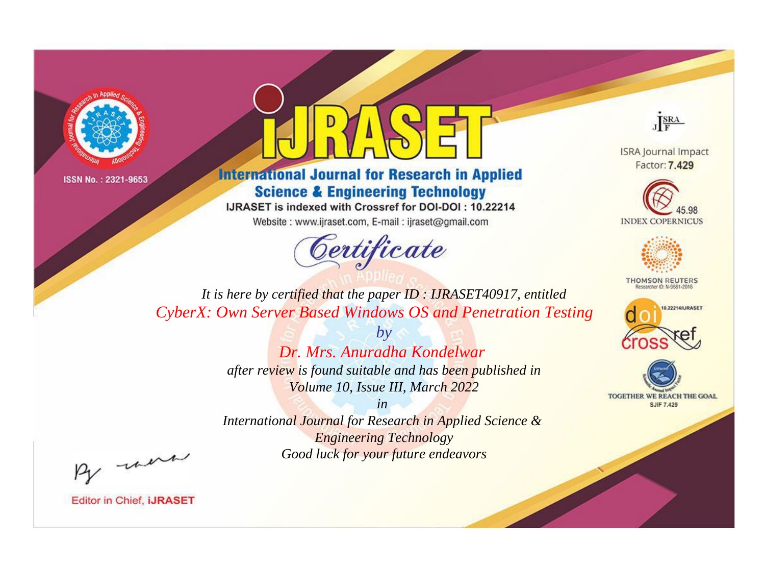ISSN No. : 2321-9653

# IJRASET

## International Journal for Research in Applied Science & Engineering Technology

IJRASET is indexed with Crossref for DOI-DOI : 10.22214

Website : www.ijraset.com, E-mail : ijraset@gmail.com

# Certificate

*It is here by certified that the paper ID : IJRASET40917, entitled*

*CyberX: Own Server Based Windows OS and Penetration Testing*

*by*

*Dr. Mrs. Anuradha Kondelwar*

*after review is found suitable and has been published in*

*Volume 10, Issue III, March 2022*

*in*

*International Journal for Research in Applied Science & Engineering Technology*

*Good luck for your future endeavors*

ISRA Journal Impact Factor: **7.429**

45.98 INDEX COPERNICUS

THOMSON REUTERS Researcher ID: N-9681-2016

10.22214/IJRASET

TOGETHER WE REACH THE GOAL SJIF 7.429

Editor in Chief, **iJRASET**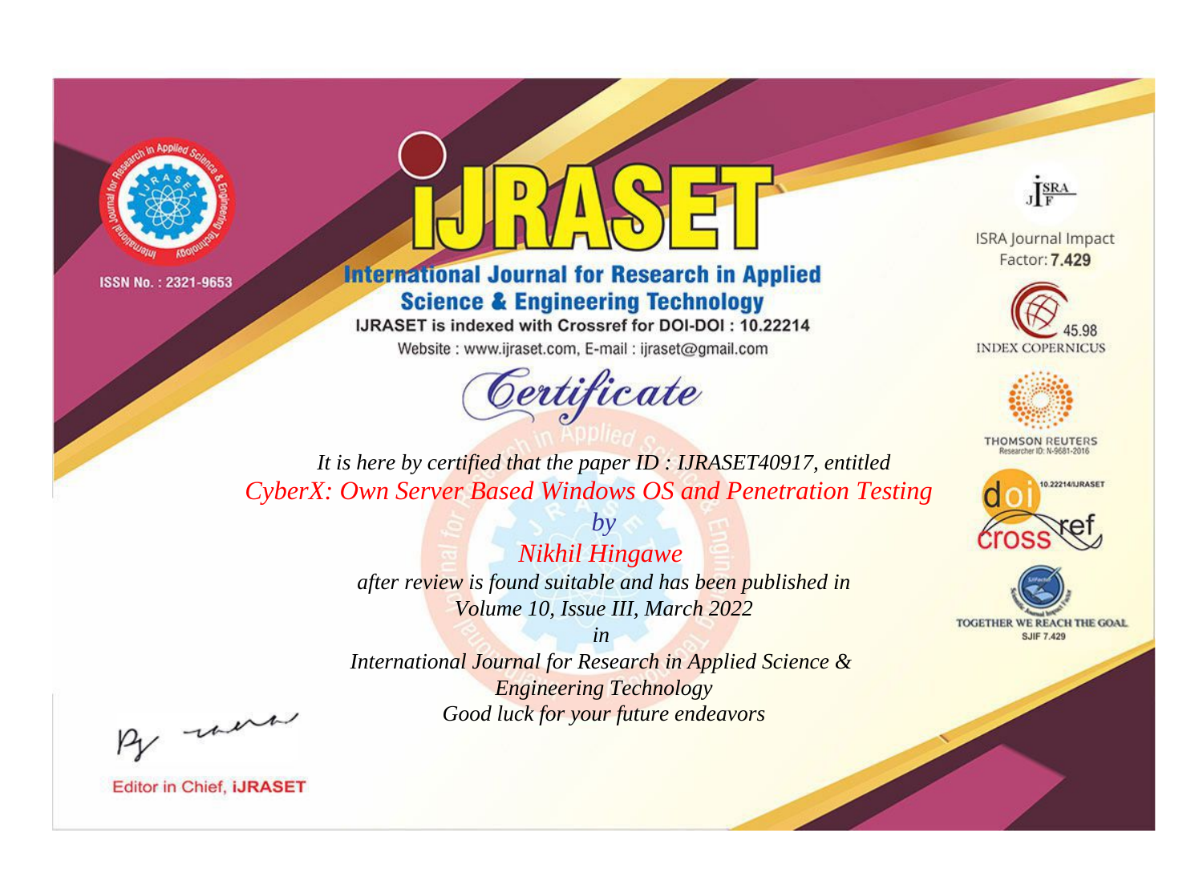ISSN No. : 2321-9653

# iJRASET

## International Journal for Research in Applied Science & Engineering Technology

IJRASET is indexed with Crossref for DOI-DOI : 10.22214

Website : www.ijraset.com, E-mail : ijraset@gmail.com

*Certificate*

*It is here by certified that the paper ID : IJRASET40917, entitled*

*CyberX: Own Server Based Windows OS and Penetration Testing*

*by*

*Nikhil Hingawe*

*after review is found suitable and has been published in*

*Volume 10, Issue III, March 2022*

*in*

*International Journal for Research in Applied Science & Engineering Technology*

*Good luck for your future endeavors*

ISRA Journal Impact Factor: **7.429**

45.98 INDEX COPERNICUS

THOMSON REUTERS Researcher ID: N-9681-2016

10.22214/IJRASET

TOGETHER WE REACH THE GOAL SJIF 7.429

Editor in Chief, **iJRASET**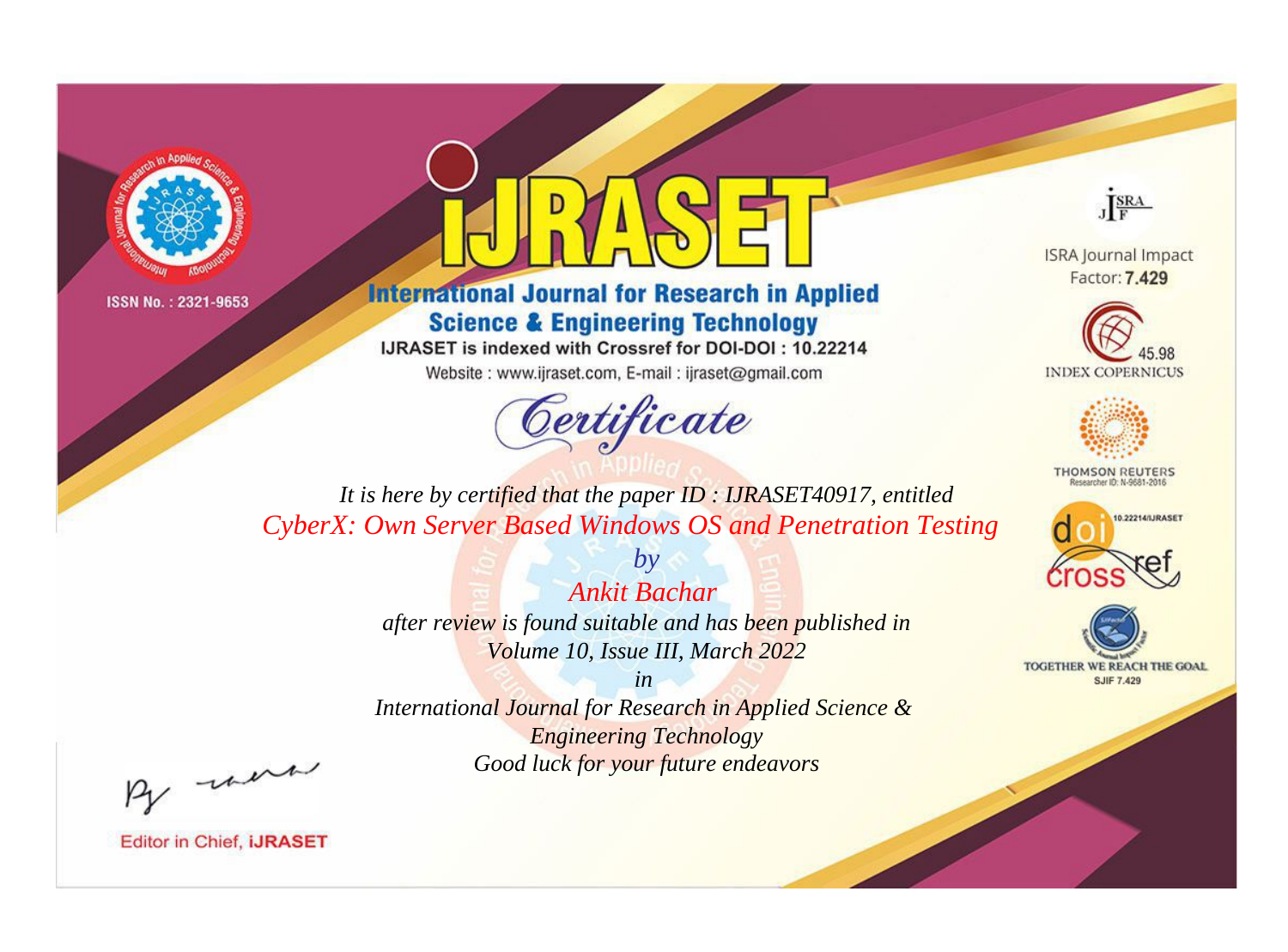ISSN No. : 2321-9653

# iJRASET

## International Journal for Research in Applied Science & Engineering Technology

IJRASET is indexed with Crossref for DOI-DOI : 10.22214

Website : www.ijraset.com, E-mail : ijraset@gmail.com

# Certificate

*It is here by certified that the paper ID : IJRASET40917, entitled*

*CyberX: Own Server Based Windows OS and Penetration Testing*

*by*

*Ankit Bachar*

*after review is found suitable and has been published in*

*Volume 10, Issue III, March 2022*

*in*

*International Journal for Research in Applied Science & Engineering Technology*

*Good luck for your future endeavors*

ISRA Journal Impact Factor: **7.429**

45.98 INDEX COPERNICUS

THOMSON REUTERS Researcher ID: N-9681-2016

10.22214/IJRASET

TOGETHER WE REACH THE GOAL SJIF 7.429

Editor in Chief, **iJRASET**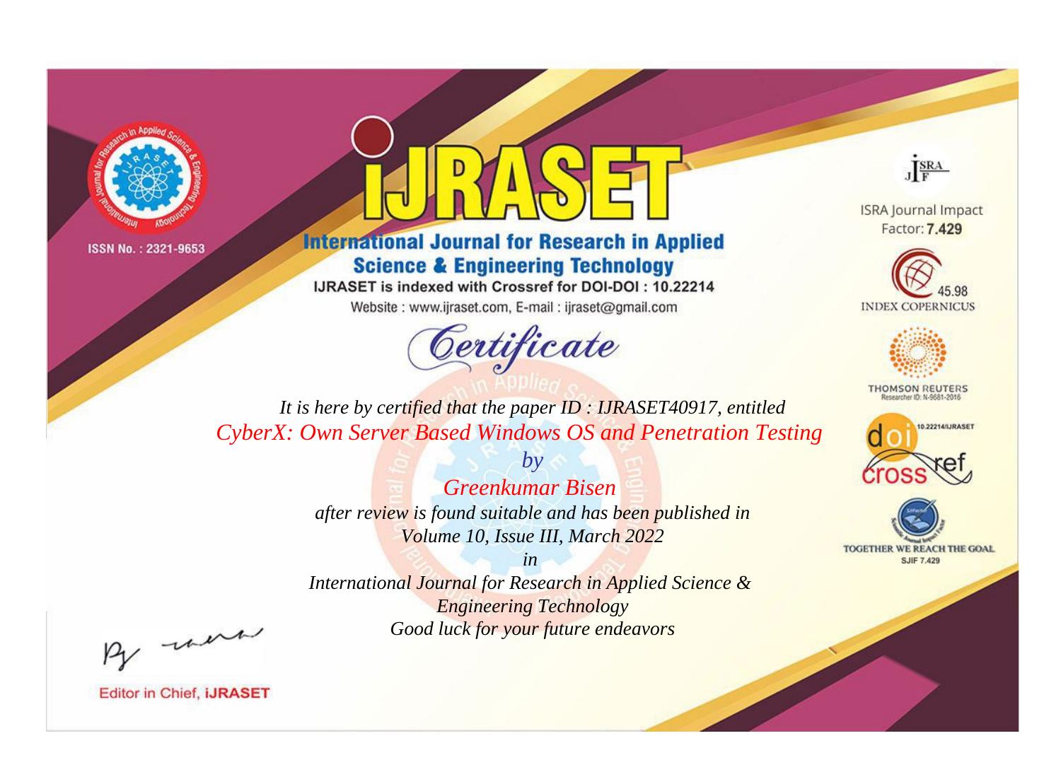ISSN No. : 2321-9653

# iJRASET

## International Journal for Research in Applied Science & Engineering Technology

IJRASET is indexed with Crossref for DOI-DOI : 10.22214

Website : www.ijraset.com, E-mail : ijraset@gmail.com

ISRA Journal Impact Factor: **7.429**

45.98 INDEX COPERNICUS

THOMSON REUTERS Researcher ID: N-9681-2016

10.22214/IJRASET

TOGETHER WE REACH THE GOAL SJIF 7.429

# *Certificate*

*It is here by certified that the paper ID : IJRASET40917, entitled*

*CyberX: Own Server Based Windows OS and Penetration Testing*

*by*

*Greenkumar Bisen*

*after review is found suitable and has been published in*

*Volume 10, Issue III, March 2022*

*in*

*International Journal for Research in Applied Science & Engineering Technology*

*Good luck for your future endeavors*

Editor in Chief, **iJRASET**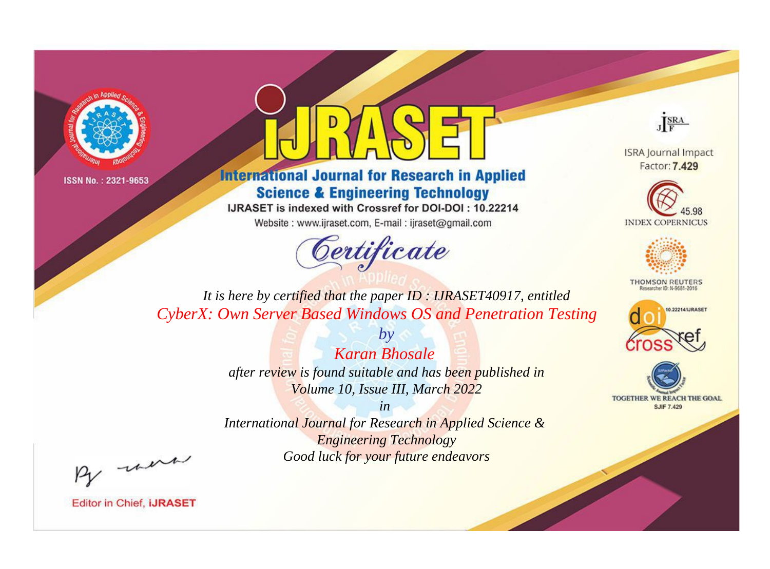ISSN No. : 2321-9653

# IJRASET

## International Journal for Research in Applied Science & Engineering Technology

IJRASET is indexed with Crossref for DOI-DOI : 10.22214

Website : www.ijraset.com, E-mail : ijraset@gmail.com

*Certificate*

*It is here by certified that the paper ID : IJRASET40917, entitled*

*CyberX: Own Server Based Windows OS and Penetration Testing*

*by*

*Karan Bhosale*

*after review is found suitable and has been published in*

*Volume 10, Issue III, March 2022*

*in*

*International Journal for Research in Applied Science & Engineering Technology*

*Good luck for your future endeavors*

ISRA Journal Impact Factor: **7.429**

45.98 INDEX COPERNICUS

THOMSON REUTERS Researcher ID: N-9681-2016

10.22214/IJRASET

TOGETHER WE REACH THE GOAL SJIF 7.429

Editor in Chief, **IJRASET**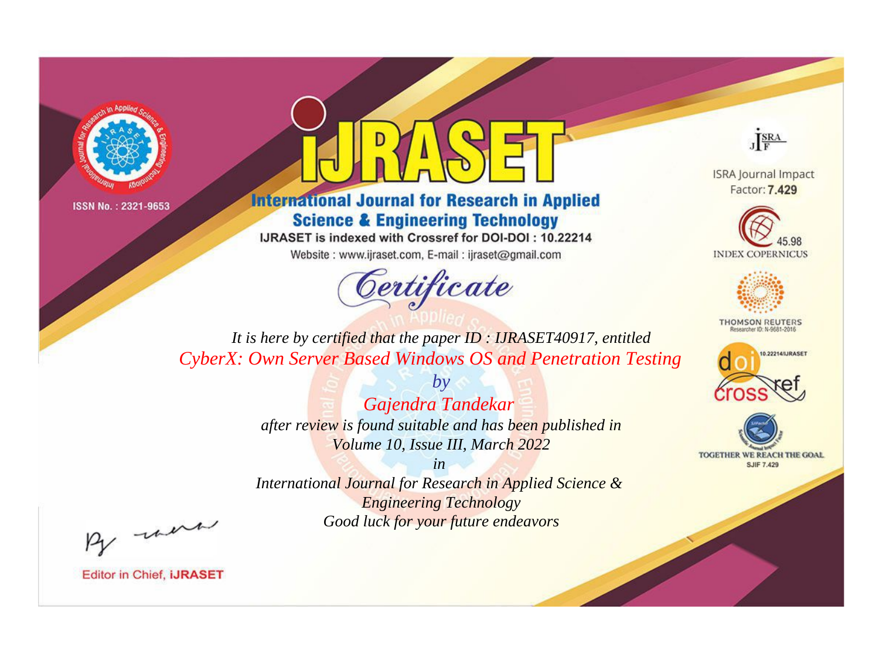ISSN No. : 2321-9653

# iJRASET

## International Journal for Research in Applied Science & Engineering Technology

IJRASET is indexed with Crossref for DOI-DOI : 10.22214

Website : www.ijraset.com, E-mail : ijraset@gmail.com

*Certificate*

*It is here by certified that the paper ID : IJRASET40917, entitled*

*CyberX: Own Server Based Windows OS and Penetration Testing*

*by*

*Gajendra Tandekar*

*after review is found suitable and has been published in*

*Volume 10, Issue III, March 2022*

*in*

*International Journal for Research in Applied Science & Engineering Technology*

*Good luck for your future endeavors*

ISRA Journal Impact Factor: **7.429**

45.98 INDEX COPERNICUS

THOMSON REUTERS Researcher ID: N-9681-2016

10.22214/IJRASET

TOGETHER WE REACH THE GOAL SJIF 7.429

Editor in Chief, **iJRASET**